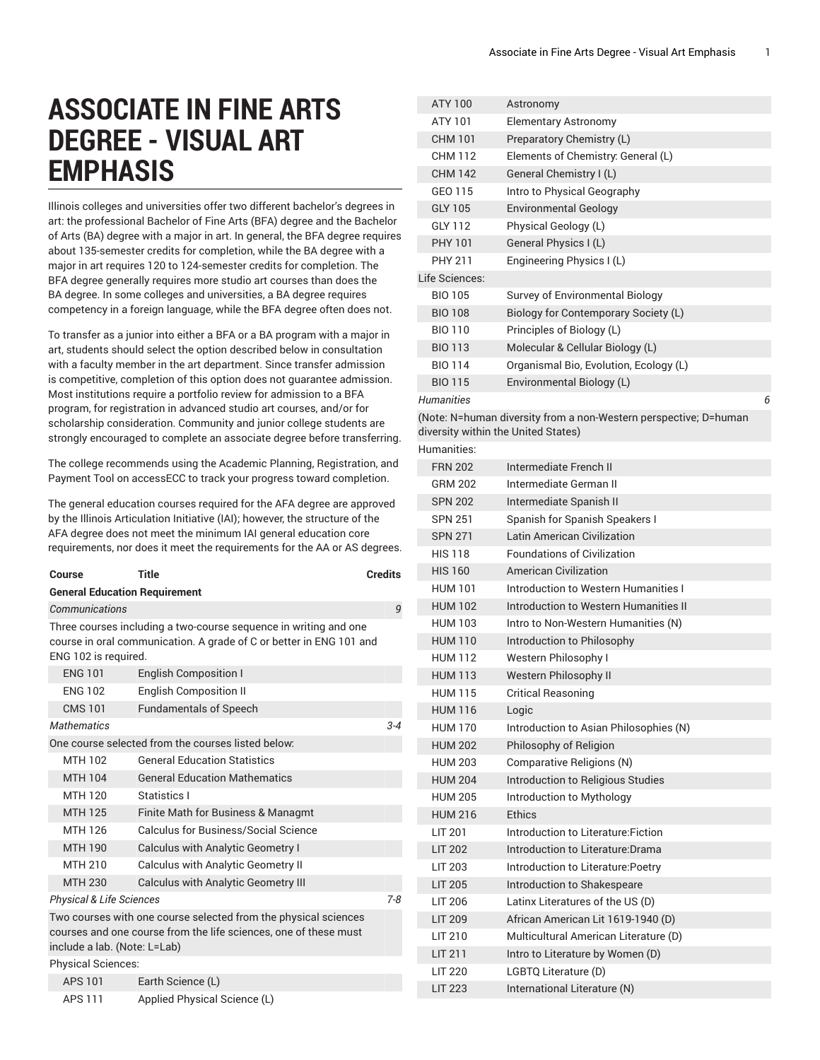# ASSOCIATE IN FINE ARTS DEGREE - VISUAL ART EMPHASIS

Illinois colleges and universities offer two different bachelor's degrees in art: the professional Bachelor of Fine Arts (BFA) degree and the Bachelor of Arts (BA) degree with a major in art. In general, the BFA degree requires about 135-semester credits for completion, while the BA degree with a major in art requires 120 to 124-semester credits for completion. The BFA degree generally requires more studio art courses than does the BA degree. In some colleges and universities, a BA degree requires competency in a foreign language, while the BFA degree often does not.

To transfer as a junior into either a BFA or a BA program with a major in art, students should select the option described below in consultation with a faculty member in the art department. Since transfer admission is competitive, completion of this option does not guarantee admission. Most institutions require a portfolio review for admission to a BFA program, for registration in advanced studio art courses, and/or for scholarship consideration. Community and junior college students are strongly encouraged to complete an associate degree before transferring.

The college recommends using the Academic Planning, Registration, and Payment Tool on accessECC to track your progress toward completion.

The general education courses required for the AFA degree are approved by the Illinois Articulation Initiative (IAI); however, the structure of the AFA degree does not meet the minimum IAI general education core requirements, nor does it meet the requirements for the AA or AS degrees.

| Course | Title | Credits |
|---|---|---|
| **General Education Requirement** | | |
| *Communications* | | *9* |
| Three courses including a two-course sequence in writing and one course in oral communication. A grade of C or better in ENG 101 and ENG 102 is required. | | |
| ENG 101 | English Composition I | |
| ENG 102 | English Composition II | |
| CMS 101 | Fundamentals of Speech | |
| *Mathematics* | | *3-4* |
| One course selected from the courses listed below: | | |
| MTH 102 | General Education Statistics | |
| MTH 104 | General Education Mathematics | |
| MTH 120 | Statistics I | |
| MTH 125 | Finite Math for Business & Managmt | |
| MTH 126 | Calculus for Business/Social Science | |
| MTH 190 | Calculus with Analytic Geometry I | |
| MTH 210 | Calculus with Analytic Geometry II | |
| MTH 230 | Calculus with Analytic Geometry III | |
| *Physical & Life Sciences* | | *7-8* |
| Two courses with one course selected from the physical sciences courses and one course from the life sciences, one of these must include a lab. (Note: L=Lab) | | |
| Physical Sciences: | | |
| APS 101 | Earth Science (L) | |
| APS 111 | Applied Physical Science (L) | |
| ATY 100 | Astronomy | |
| ATY 101 | Elementary Astronomy | |
| CHM 101 | Preparatory Chemistry (L) | |
| CHM 112 | Elements of Chemistry: General (L) | |
| CHM 142 | General Chemistry I (L) | |
| GEO 115 | Intro to Physical Geography | |
| GLY 105 | Environmental Geology | |
| GLY 112 | Physical Geology (L) | |
| PHY 101 | General Physics I (L) | |
| PHY 211 | Engineering Physics I (L) | |
| Life Sciences: | | |
| BIO 105 | Survey of Environmental Biology | |
| BIO 108 | Biology for Contemporary Society (L) | |
| BIO 110 | Principles of Biology (L) | |
| BIO 113 | Molecular & Cellular Biology (L) | |
| BIO 114 | Organismal Bio, Evolution, Ecology (L) | |
| BIO 115 | Environmental Biology (L) | |
| *Humanities* | | *6* |
| (Note: N=human diversity from a non-Western perspective; D=human diversity within the United States) | | |
| Humanities: | | |
| FRN 202 | Intermediate French II | |
| GRM 202 | Intermediate German II | |
| SPN 202 | Intermediate Spanish II | |
| SPN 251 | Spanish for Spanish Speakers I | |
| SPN 271 | Latin American Civilization | |
| HIS 118 | Foundations of Civilization | |
| HIS 160 | American Civilization | |
| HUM 101 | Introduction to Western Humanities I | |
| HUM 102 | Introduction to Western Humanities II | |
| HUM 103 | Intro to Non-Western Humanities (N) | |
| HUM 110 | Introduction to Philosophy | |
| HUM 112 | Western Philosophy I | |
| HUM 113 | Western Philosophy II | |
| HUM 115 | Critical Reasoning | |
| HUM 116 | Logic | |
| HUM 170 | Introduction to Asian Philosophies (N) | |
| HUM 202 | Philosophy of Religion | |
| HUM 203 | Comparative Religions (N) | |
| HUM 204 | Introduction to Religious Studies | |
| HUM 205 | Introduction to Mythology | |
| HUM 216 | Ethics | |
| LIT 201 | Introduction to Literature:Fiction | |
| LIT 202 | Introduction to Literature:Drama | |
| LIT 203 | Introduction to Literature:Poetry | |
| LIT 205 | Introduction to Shakespeare | |
| LIT 206 | Latinx Literatures of the US (D) | |
| LIT 209 | African American Lit 1619-1940 (D) | |
| LIT 210 | Multicultural American Literature (D) | |
| LIT 211 | Intro to Literature by Women (D) | |
| LIT 220 | LGBTQ Literature (D) | |
| LIT 223 | International Literature (N) | |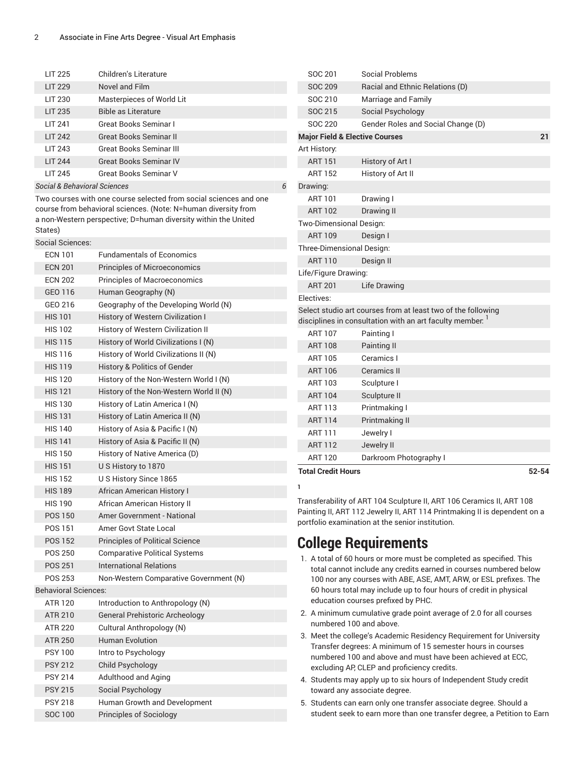| | | |
|---|---|---|
| LIT 225 | Children's Literature | |
| LIT 229 | Novel and Film | |
| LIT 230 | Masterpieces of World Lit | |
| LIT 235 | Bible as Literature | |
| LIT 241 | Great Books Seminar I | |
| LIT 242 | Great Books Seminar II | |
| LIT 243 | Great Books Seminar III | |
| LIT 244 | Great Books Seminar IV | |
| LIT 245 | Great Books Seminar V | |
| *Social & Behavioral Sciences* | | *6* |
| Two courses with one course selected from social sciences and one course from behavioral sciences. (Note: N=human diversity from a non-Western perspective; D=human diversity within the United States) | | |
| Social Sciences: | | |
| ECN 101 | Fundamentals of Economics | |
| ECN 201 | Principles of Microeconomics | |
| ECN 202 | Principles of Macroeconomics | |
| GEO 116 | Human Geography (N) | |
| GEO 216 | Geography of the Developing World (N) | |
| HIS 101 | History of Western Civilization I | |
| HIS 102 | History of Western Civilization II | |
| HIS 115 | History of World Civilizations I (N) | |
| HIS 116 | History of World Civilizations II (N) | |
| HIS 119 | History & Politics of Gender | |
| HIS 120 | History of the Non-Western World I (N) | |
| HIS 121 | History of the Non-Western World II (N) | |
| HIS 130 | History of Latin America I (N) | |
| HIS 131 | History of Latin America II (N) | |
| HIS 140 | History of Asia & Pacific I (N) | |
| HIS 141 | History of Asia & Pacific II (N) | |
| HIS 150 | History of Native America (D) | |
| HIS 151 | U S History to 1870 | |
| HIS 152 | U S History Since 1865 | |
| HIS 189 | African American History I | |
| HIS 190 | African American History II | |
| POS 150 | Amer Government - National | |
| POS 151 | Amer Govt State Local | |
| POS 152 | Principles of Political Science | |
| POS 250 | Comparative Political Systems | |
| POS 251 | International Relations | |
| POS 253 | Non-Western Comparative Government (N) | |
| Behavioral Sciences: | | |
| ATR 120 | Introduction to Anthropology (N) | |
| ATR 210 | General Prehistoric Archeology | |
| ATR 220 | Cultural Anthropology (N) | |
| ATR 250 | Human Evolution | |
| PSY 100 | Intro to Psychology | |
| PSY 212 | Child Psychology | |
| PSY 214 | Adulthood and Aging | |
| PSY 215 | Social Psychology | |
| PSY 218 | Human Growth and Development | |
| SOC 100 | Principles of Sociology | |
| SOC 201 | Social Problems | |
| SOC 209 | Racial and Ethnic Relations (D) | |
| SOC 210 | Marriage and Family | |
| SOC 215 | Social Psychology | |
| SOC 220 | Gender Roles and Social Change (D) | |
| **Major Field & Elective Courses** | | **21** |
| Art History: | | |
| ART 151 | History of Art I | |
| ART 152 | History of Art II | |
| Drawing: | | |
| ART 101 | Drawing I | |
| ART 102 | Drawing II | |
| Two-Dimensional Design: | | |
| ART 109 | Design I | |
| Three-Dimensional Design: | | |
| ART 110 | Design II | |
| Life/Figure Drawing: | | |
| ART 201 | Life Drawing | |
| Electives: | | |
| Select studio art courses from at least two of the following disciplines in consultation with an art faculty member: [1] | | |
| ART 107 | Painting I | |
| ART 108 | Painting II | |
| ART 105 | Ceramics I | |
| ART 106 | Ceramics II | |
| ART 103 | Sculpture I | |
| ART 104 | Sculpture II | |
| ART 113 | Printmaking I | |
| ART 114 | Printmaking II | |
| ART 111 | Jewelry I | |
| ART 112 | Jewelry II | |
| ART 120 | Darkroom Photography I | |
| **Total Credit Hours** | | **52-54** |

1

Transferability of ART 104 Sculpture II, ART 106 Ceramics II, ART 108 Painting II, ART 112 Jewelry II, ART 114 Printmaking II is dependent on a portfolio examination at the senior institution.

# College Requirements

1. A total of 60 hours or more must be completed as specified. This total cannot include any credits earned in courses numbered below 100 nor any courses with ABE, ASE, AMT, ARW, or ESL prefixes. The 60 hours total may include up to four hours of credit in physical education courses prefixed by PHC.
2. A minimum cumulative grade point average of 2.0 for all courses numbered 100 and above.
3. Meet the college's Academic Residency Requirement for University Transfer degrees: A minimum of 15 semester hours in courses numbered 100 and above and must have been achieved at ECC, excluding AP, CLEP and proficiency credits.
4. Students may apply up to six hours of Independent Study credit toward any associate degree.
5. Students can earn only one transfer associate degree. Should a student seek to earn more than one transfer degree, a Petition to Earn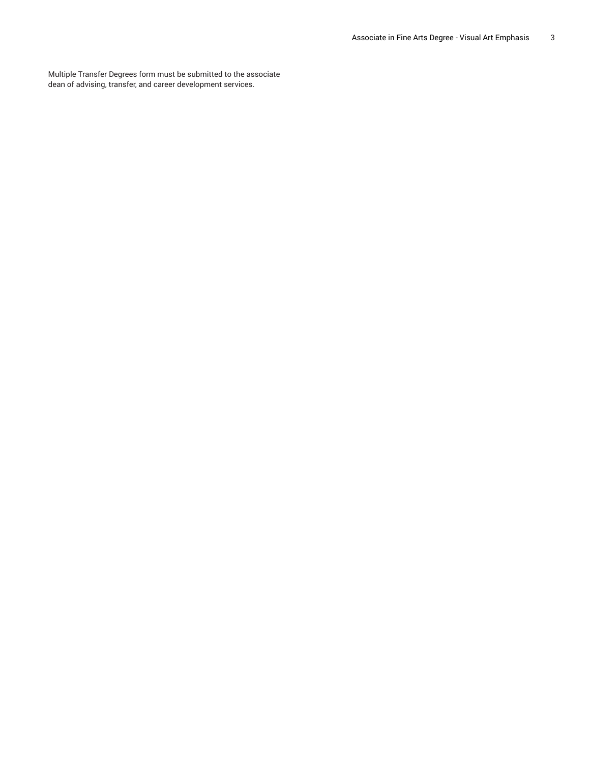Multiple Transfer Degrees form must be submitted to the associate dean of advising, transfer, and career development services.